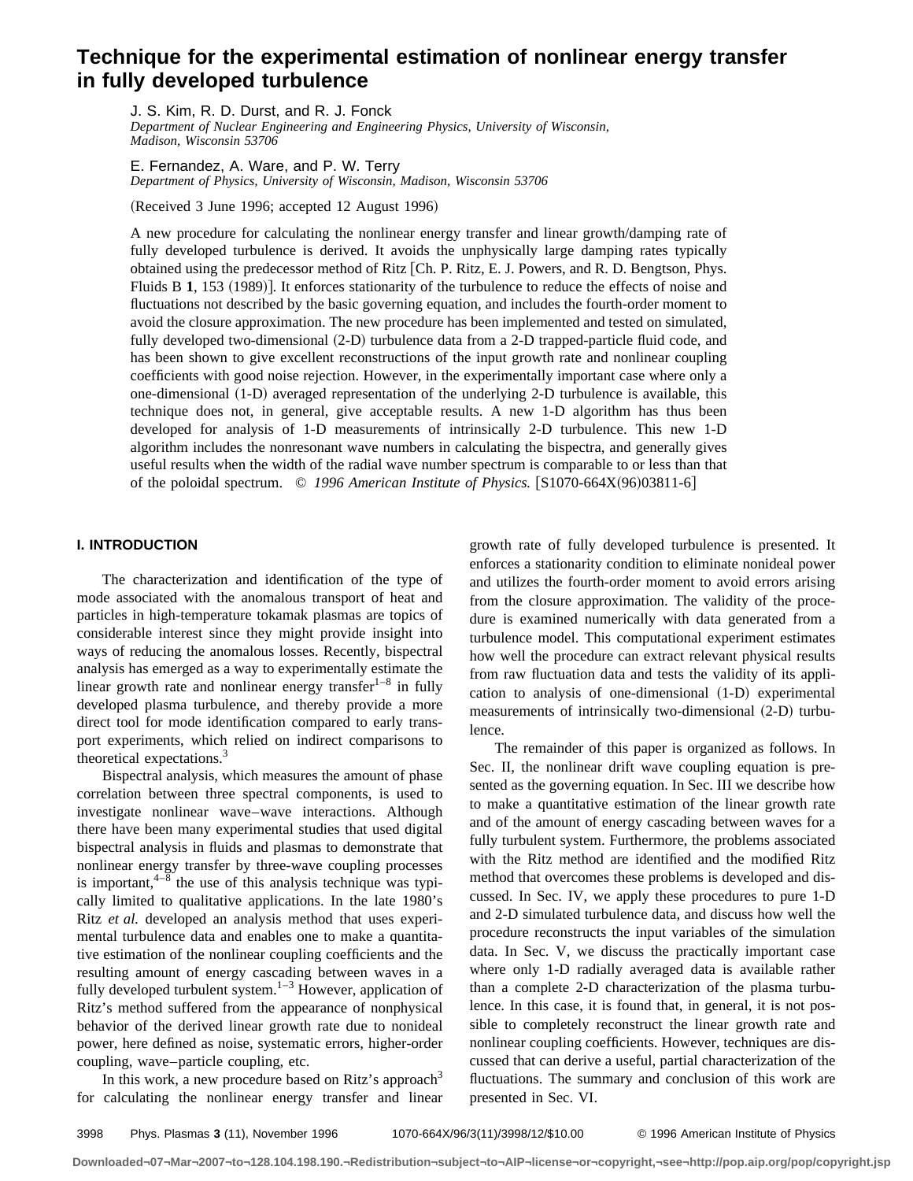# Technique for the experimental estimation of nonlinear energy transfer in fully developed turbulence

J. S. Kim, R. D. Durst, and R. J. Fonck
*Department of Nuclear Engineering and Engineering Physics, University of Wisconsin, Madison, Wisconsin 53706*

E. Fernandez, A. Ware, and P. W. Terry
*Department of Physics, University of Wisconsin, Madison, Wisconsin 53706*

(Received 3 June 1996; accepted 12 August 1996)

A new procedure for calculating the nonlinear energy transfer and linear growth/damping rate of fully developed turbulence is derived. It avoids the unphysically large damping rates typically obtained using the predecessor method of Ritz [Ch. P. Ritz, E. J. Powers, and R. D. Bengtson, Phys. Fluids B **1**, 153 (1989)]. It enforces stationarity of the turbulence to reduce the effects of noise and fluctuations not described by the basic governing equation, and includes the fourth-order moment to avoid the closure approximation. The new procedure has been implemented and tested on simulated, fully developed two-dimensional (2-D) turbulence data from a 2-D trapped-particle fluid code, and has been shown to give excellent reconstructions of the input growth rate and nonlinear coupling coefficients with good noise rejection. However, in the experimentally important case where only a one-dimensional (1-D) averaged representation of the underlying 2-D turbulence is available, this technique does not, in general, give acceptable results. A new 1-D algorithm has thus been developed for analysis of 1-D measurements of intrinsically 2-D turbulence. This new 1-D algorithm includes the nonresonant wave numbers in calculating the bispectra, and generally gives useful results when the width of the radial wave number spectrum is comparable to or less than that of the poloidal spectrum. © *1996 American Institute of Physics.* [S1070-664X(96)03811-6]

## I. INTRODUCTION

The characterization and identification of the type of mode associated with the anomalous transport of heat and particles in high-temperature tokamak plasmas are topics of considerable interest since they might provide insight into ways of reducing the anomalous losses. Recently, bispectral analysis has emerged as a way to experimentally estimate the linear growth rate and nonlinear energy transfer[1–8] in fully developed plasma turbulence, and thereby provide a more direct tool for mode identification compared to early transport experiments, which relied on indirect comparisons to theoretical expectations.[3]

Bispectral analysis, which measures the amount of phase correlation between three spectral components, is used to investigate nonlinear wave–wave interactions. Although there have been many experimental studies that used digital bispectral analysis in fluids and plasmas to demonstrate that nonlinear energy transfer by three-wave coupling processes is important,[4–8] the use of this analysis technique was typically limited to qualitative applications. In the late 1980's Ritz *et al.* developed an analysis method that uses experimental turbulence data and enables one to make a quantitative estimation of the nonlinear coupling coefficients and the resulting amount of energy cascading between waves in a fully developed turbulent system.[1–3] However, application of Ritz's method suffered from the appearance of nonphysical behavior of the derived linear growth rate due to nonideal power, here defined as noise, systematic errors, higher-order coupling, wave–particle coupling, etc.

In this work, a new procedure based on Ritz's approach[3] for calculating the nonlinear energy transfer and linear growth rate of fully developed turbulence is presented. It enforces a stationarity condition to eliminate nonideal power and utilizes the fourth-order moment to avoid errors arising from the closure approximation. The validity of the procedure is examined numerically with data generated from a turbulence model. This computational experiment estimates how well the procedure can extract relevant physical results from raw fluctuation data and tests the validity of its application to analysis of one-dimensional (1-D) experimental measurements of intrinsically two-dimensional (2-D) turbulence.

The remainder of this paper is organized as follows. In Sec. II, the nonlinear drift wave coupling equation is presented as the governing equation. In Sec. III we describe how to make a quantitative estimation of the linear growth rate and of the amount of energy cascading between waves for a fully turbulent system. Furthermore, the problems associated with the Ritz method are identified and the modified Ritz method that overcomes these problems is developed and discussed. In Sec. IV, we apply these procedures to pure 1-D and 2-D simulated turbulence data, and discuss how well the procedure reconstructs the input variables of the simulation data. In Sec. V, we discuss the practically important case where only 1-D radially averaged data is available rather than a complete 2-D characterization of the plasma turbulence. In this case, it is found that, in general, it is not possible to completely reconstruct the linear growth rate and nonlinear coupling coefficients. However, techniques are discussed that can derive a useful, partial characterization of the fluctuations. The summary and conclusion of this work are presented in Sec. VI.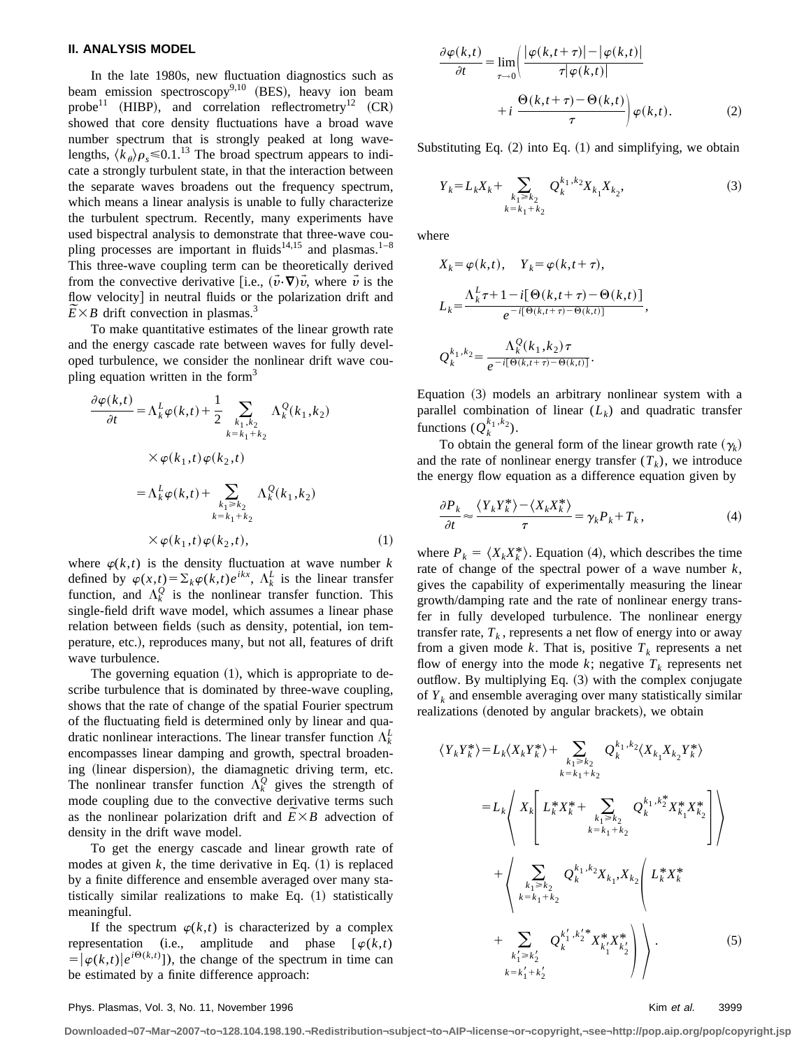## II. ANALYSIS MODEL

In the late 1980s, new fluctuation diagnostics such as beam emission spectroscopy[9,10] (BES), heavy ion beam probe[11] (HIBP), and correlation reflectrometry[12] (CR) showed that core density fluctuations have a broad wave number spectrum that is strongly peaked at long wavelengths, $\langle k_\theta \rangle \rho_s \leq 0.1$.[13] The broad spectrum appears to indicate a strongly turbulent state, in that the interaction between the separate waves broadens out the frequency spectrum, which means a linear analysis is unable to fully characterize the turbulent spectrum. Recently, many experiments have used bispectral analysis to demonstrate that three-wave coupling processes are important in fluids[14,15] and plasmas.[1–8] This three-wave coupling term can be theoretically derived from the convective derivative [i.e., $(\vec{v}\cdot\nabla)\vec{v}$, where $\vec{v}$ is the flow velocity] in neutral fluids or the polarization drift and $\tilde{E}\times B$ drift convection in plasmas.[3]

To make quantitative estimates of the linear growth rate and the energy cascade rate between waves for fully developed turbulence, we consider the nonlinear drift wave coupling equation written in the form[3]

$$
\begin{aligned}
\frac{\partial \varphi(k,t)}{\partial t} &= \Lambda_k^L \varphi(k,t) + \frac{1}{2} \sum_{\substack{k_1,k_2 \\ k=k_1+k_2}} \Lambda_k^Q(k_1,k_2) \\
&\quad \times \varphi(k_1,t)\varphi(k_2,t) \\
&= \Lambda_k^L \varphi(k,t) + \sum_{\substack{k_1 \geq k_2 \\ k=k_1+k_2}} \Lambda_k^Q(k_1,k_2) \\
&\quad \times \varphi(k_1,t)\varphi(k_2,t),
\end{aligned} \tag{1}
$$

where $\varphi(k,t)$ is the density fluctuation at wave number $k$ defined by $\varphi(x,t)=\Sigma_k \varphi(k,t)e^{ikx}$, $\Lambda_k^L$ is the linear transfer function, and $\Lambda_k^Q$ is the nonlinear transfer function. This single-field drift wave model, which assumes a linear phase relation between fields (such as density, potential, ion temperature, etc.), reproduces many, but not all, features of drift wave turbulence.

The governing equation (1), which is appropriate to describe turbulence that is dominated by three-wave coupling, shows that the rate of change of the spatial Fourier spectrum of the fluctuating field is determined only by linear and quadratic nonlinear interactions. The linear transfer function $\Lambda_k^L$ encompasses linear damping and growth, spectral broadening (linear dispersion), the diamagnetic driving term, etc. The nonlinear transfer function $\Lambda_k^Q$ gives the strength of mode coupling due to the convective derivative terms such as the nonlinear polarization drift and $\tilde{E}\times B$ advection of density in the drift wave model.

To get the energy cascade and linear growth rate of modes at given $k$, the time derivative in Eq. (1) is replaced by a finite difference and ensemble averaged over many statistically similar realizations to make Eq. (1) statistically meaningful.

If the spectrum $\varphi(k,t)$ is characterized by a complex representation (i.e., amplitude and phase $[\varphi(k,t) = |\varphi(k,t)|e^{i\Theta(k,t)}]$), the change of the spectrum in time can be estimated by a finite difference approach:

$$
\begin{aligned}
\frac{\partial \varphi(k,t)}{\partial t} &= \lim_{\tau\to 0}\left( \frac{|\varphi(k,t+\tau)| - |\varphi(k,t)|}{\tau |\varphi(k,t)|} \right. \\
&\quad \left. + i\,\frac{\Theta(k,t+\tau)-\Theta(k,t)}{\tau} \right) \varphi(k,t).
\end{aligned} \tag{2}
$$

Substituting Eq. (2) into Eq. (1) and simplifying, we obtain

$$
Y_k = L_k X_k + \sum_{\substack{k_1 \geq k_2 \\ k=k_1+k_2}} Q_k^{k_1,k_2} X_{k_1} X_{k_2}, \tag{3}
$$

where

$$
X_k = \varphi(k,t), \quad Y_k = \varphi(k,t+\tau),
$$

$$
L_k = \frac{\Lambda_k^L \tau + 1 - i[\Theta(k,t+\tau)-\Theta(k,t)]}{e^{-i[\Theta(k,t+\tau)-\Theta(k,t)]}},
$$

$$
Q_k^{k_1,k_2} = \frac{\Lambda_k^Q(k_1,k_2)\tau}{e^{-i[\Theta(k,t+\tau)-\Theta(k,t)]}}.
$$

Equation (3) models an arbitrary nonlinear system with a parallel combination of linear ($L_k$) and quadratic transfer functions ($Q_k^{k_1,k_2}$).

To obtain the general form of the linear growth rate ($\gamma_k$) and the rate of nonlinear energy transfer ($T_k$), we introduce the energy flow equation as a difference equation given by

$$
\frac{\partial P_k}{\partial t} \approx \frac{\langle Y_k Y_k^* \rangle - \langle X_k X_k^* \rangle}{\tau} = \gamma_k P_k + T_k, \tag{4}
$$

where $P_k = \langle X_k X_k^* \rangle$. Equation (4), which describes the time rate of change of the spectral power of a wave number $k$, gives the capability of experimentally measuring the linear growth/damping rate and the rate of nonlinear energy transfer in fully developed turbulence. The nonlinear energy transfer rate, $T_k$, represents a net flow of energy into or away from a given mode $k$. That is, positive $T_k$ represents a net flow of energy into the mode $k$; negative $T_k$ represents net outflow. By multiplying Eq. (3) with the complex conjugate of $Y_k$ and ensemble averaging over many statistically similar realizations (denoted by angular brackets), we obtain

$$
\begin{aligned}
\langle Y_k Y_k^* \rangle &= L_k \langle X_k Y_k^* \rangle + \sum_{\substack{k_1 \geq k_2 \\ k=k_1+k_2}} Q_k^{k_1,k_2} \langle X_{k_1} X_{k_2} Y_k^* \rangle \\
&= L_k \left\langle X_k \left[ L_k^* X_k^* + \sum_{\substack{k_1 \geq k_2 \\ k=k_1+k_2}} Q_k^{k_1,k_2^*} X_{k_1}^* X_{k_2}^* \right] \right\rangle \\
&\quad + \left\langle \sum_{\substack{k_1 \geq k_2 \\ k=k_1+k_2}} Q_k^{k_1,k_2} X_{k_1}, X_{k_2} \left( L_k^* X_k^* \right. \right. \\
&\quad \left. \left. + \sum_{\substack{k_1' \geq k_2' \\ k=k_1'+k_2'}} Q_k^{k_1',k_2'^*} X_{k_1'}^* X_{k_2'}^* \right) \right\rangle .
\end{aligned} \tag{5}
$$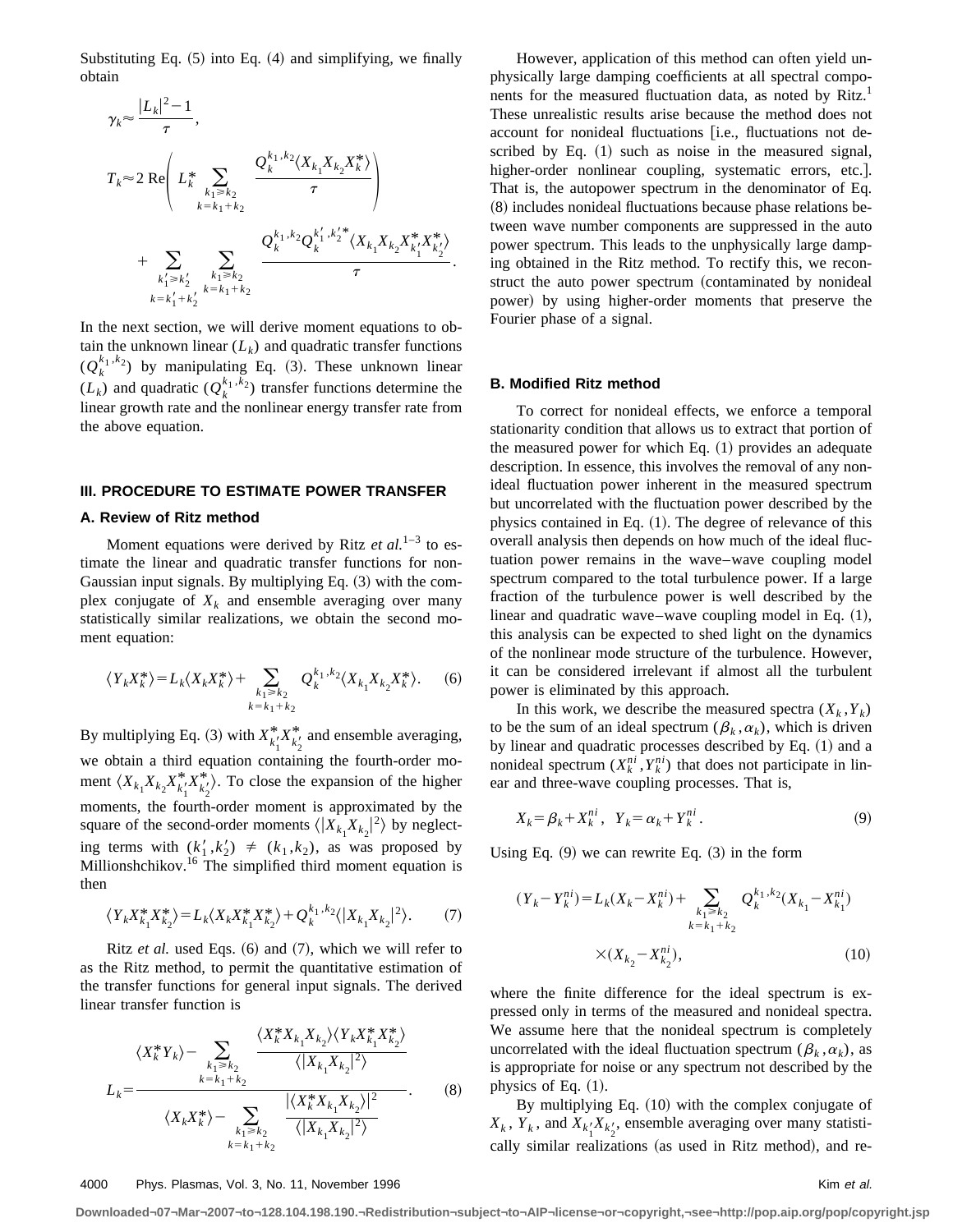Substituting Eq. (5) into Eq. (4) and simplifying, we finally obtain

$$\gamma_k \approx \frac{|L_k|^2 - 1}{\tau},$$

$$T_k \approx 2\,\mathrm{Re}\left( L_k^* \sum_{\substack{k_1 \geq k_2 \\ k=k_1+k_2}} \frac{Q_k^{k_1,k_2}\langle X_{k_1} X_{k_2} X_k^* \rangle}{\tau} \right) + \sum_{\substack{k_1' \geq k_2' \\ k=k_1'+k_2'}} \sum_{\substack{k_1 \geq k_2 \\ k=k_1+k_2}} \frac{Q_k^{k_1,k_2} Q_k^{k_1',k_2'*} \langle X_{k_1} X_{k_2} X_{k_1'}^* X_{k_2'}^* \rangle}{\tau}.$$

In the next section, we will derive moment equations to obtain the unknown linear ($L_k$) and quadratic transfer functions ($Q_k^{k_1,k_2}$) by manipulating Eq. (3). These unknown linear ($L_k$) and quadratic ($Q_k^{k_1,k_2}$) transfer functions determine the linear growth rate and the nonlinear energy transfer rate from the above equation.

## III. PROCEDURE TO ESTIMATE POWER TRANSFER

### A. Review of Ritz method

Moment equations were derived by Ritz *et al.*[1–3] to estimate the linear and quadratic transfer functions for non-Gaussian input signals. By multiplying Eq. (3) with the complex conjugate of $X_k$ and ensemble averaging over many statistically similar realizations, we obtain the second moment equation:

$$\langle Y_k X_k^* \rangle = L_k \langle X_k X_k^* \rangle + \sum_{\substack{k_1 \geq k_2 \\ k=k_1+k_2}} Q_k^{k_1,k_2} \langle X_{k_1} X_{k_2} X_k^* \rangle. \tag{6}$$

By multiplying Eq. (3) with $X_{k_1'}^* X_{k_2'}^*$ and ensemble averaging, we obtain a third equation containing the fourth-order moment $\langle X_{k_1} X_{k_2} X_{k_1'}^* X_{k_2'}^* \rangle$. To close the expansion of the higher moments, the fourth-order moment is approximated by the square of the second-order moments $\langle |X_{k_1} X_{k_2}|^2 \rangle$ by neglecting terms with $(k_1', k_2') \neq (k_1, k_2)$, as was proposed by Millionshchikov.[16] The simplified third moment equation is then

$$\langle Y_k X_{k_1}^* X_{k_2}^* \rangle = L_k \langle X_k X_{k_1}^* X_{k_2}^* \rangle + Q_k^{k_1,k_2} \langle |X_{k_1} X_{k_2}|^2 \rangle. \tag{7}$$

Ritz *et al.* used Eqs. (6) and (7), which we will refer to as the Ritz method, to permit the quantitative estimation of the transfer functions for general input signals. The derived linear transfer function is

$$L_k = \frac{\langle X_k^* Y_k \rangle - \sum\limits_{\substack{k_1 \geq k_2 \\ k=k_1+k_2}} \dfrac{\langle X_k^* X_{k_1} X_{k_2} \rangle \langle Y_k X_{k_1}^* X_{k_2}^* \rangle}{\langle |X_{k_1} X_{k_2}|^2 \rangle}}{\langle X_k X_k^* \rangle - \sum\limits_{\substack{k_1 \geq k_2 \\ k=k_1+k_2}} \dfrac{|\langle X_k^* X_{k_1} X_{k_2} \rangle|^2}{\langle |X_{k_1} X_{k_2}|^2 \rangle}}. \tag{8}$$

However, application of this method can often yield unphysically large damping coefficients at all spectral components for the measured fluctuation data, as noted by Ritz.[1] These unrealistic results arise because the method does not account for nonideal fluctuations [i.e., fluctuations not described by Eq. (1) such as noise in the measured signal, higher-order nonlinear coupling, systematic errors, etc.]. That is, the autopower spectrum in the denominator of Eq. (8) includes nonideal fluctuations because phase relations between wave number components are suppressed in the auto power spectrum. This leads to the unphysically large damping obtained in the Ritz method. To rectify this, we reconstruct the auto power spectrum (contaminated by nonideal power) by using higher-order moments that preserve the Fourier phase of a signal.

### B. Modified Ritz method

To correct for nonideal effects, we enforce a temporal stationarity condition that allows us to extract that portion of the measured power for which Eq. (1) provides an adequate description. In essence, this involves the removal of any nonideal fluctuation power inherent in the measured spectrum but uncorrelated with the fluctuation power described by the physics contained in Eq. (1). The degree of relevance of this overall analysis then depends on how much of the ideal fluctuation power remains in the wave–wave coupling model spectrum compared to the total turbulence power. If a large fraction of the turbulence power is well described by the linear and quadratic wave–wave coupling model in Eq. (1), this analysis can be expected to shed light on the dynamics of the nonlinear mode structure of the turbulence. However, it can be considered irrelevant if almost all the turbulent power is eliminated by this approach.

In this work, we describe the measured spectra ($X_k, Y_k$) to be the sum of an ideal spectrum ($\beta_k, \alpha_k$), which is driven by linear and quadratic processes described by Eq. (1) and a nonideal spectrum ($X_k^{ni}, Y_k^{ni}$) that does not participate in linear and three-wave coupling processes. That is,

$$X_k = \beta_k + X_k^{ni}, \quad Y_k = \alpha_k + Y_k^{ni}. \tag{9}$$

Using Eq. (9) we can rewrite Eq. (3) in the form

$$(Y_k - Y_k^{ni}) = L_k (X_k - X_k^{ni}) + \sum_{\substack{k_1 \geq k_2 \\ k=k_1+k_2}} Q_k^{k_1,k_2} (X_{k_1} - X_{k_1}^{ni}) \times (X_{k_2} - X_{k_2}^{ni}), \tag{10}$$

where the finite difference for the ideal spectrum is expressed only in terms of the measured and nonideal spectra. We assume here that the nonideal spectrum is completely uncorrelated with the ideal fluctuation spectrum ($\beta_k, \alpha_k$), as is appropriate for noise or any spectrum not described by the physics of Eq. (1).

By multiplying Eq. (10) with the complex conjugate of $X_k$, $Y_k$, and $X_{k_1'} X_{k_2'}$, ensemble averaging over many statistically similar realizations (as used in Ritz method), and re-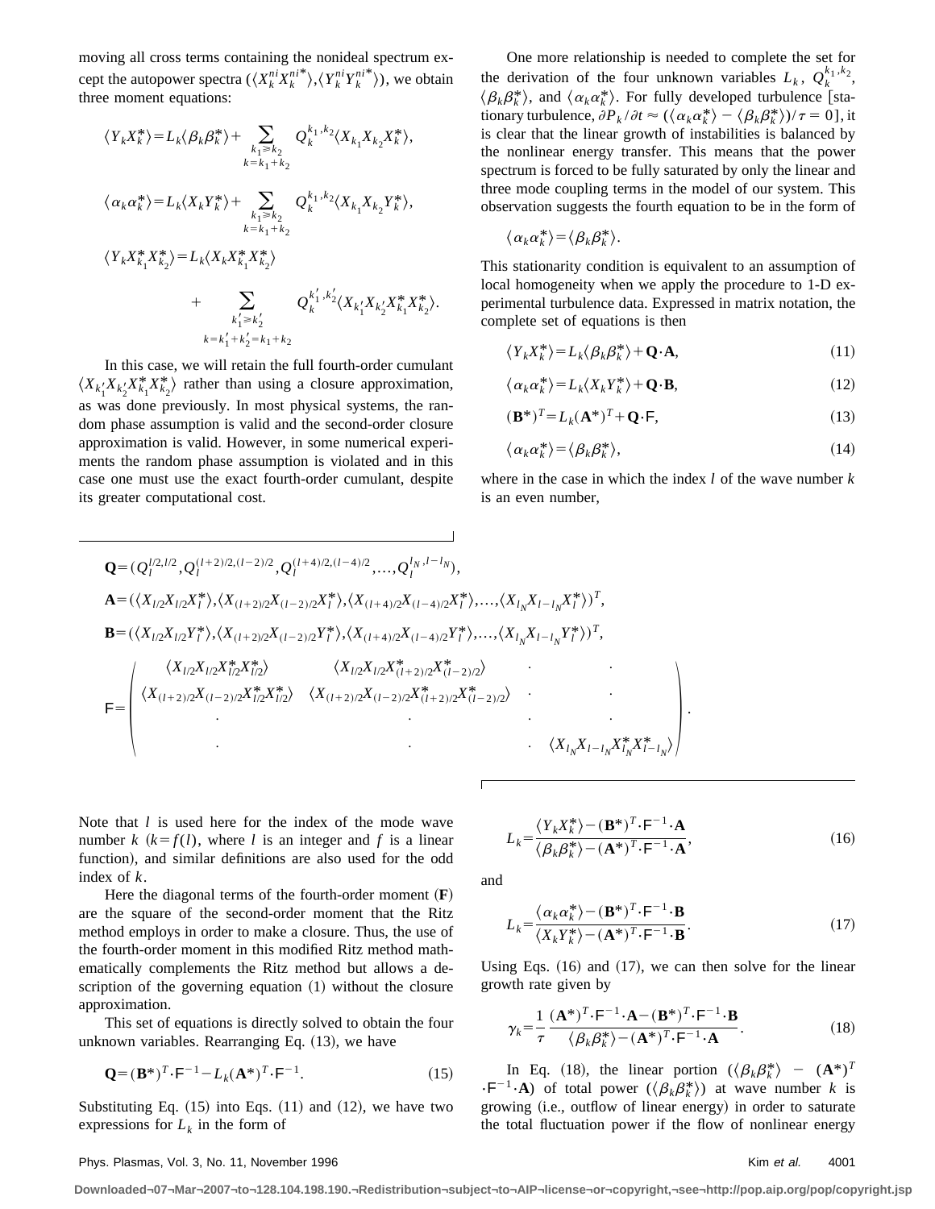moving all cross terms containing the nonideal spectrum except the autopower spectra $(\langle X_k^{ni} X_k^{ni*}\rangle, \langle Y_k^{ni} Y_k^{ni*}\rangle)$, we obtain three moment equations:

$$\langle Y_k X_k^* \rangle = L_k \langle \beta_k \beta_k^* \rangle + \sum_{\substack{k_1 \geq k_2 \\ k = k_1 + k_2}} Q_k^{k_1,k_2} \langle X_{k_1} X_{k_2} X_k^* \rangle,$$

$$\langle \alpha_k \alpha_k^* \rangle = L_k \langle X_k Y_k^* \rangle + \sum_{\substack{k_1 \geq k_2 \\ k = k_1 + k_2}} Q_k^{k_1,k_2} \langle X_{k_1} X_{k_2} Y_k^* \rangle,$$

$$\langle Y_k X_{k_1}^* X_{k_2}^* \rangle = L_k \langle X_k X_{k_1}^* X_{k_2}^* \rangle + \sum_{\substack{k_1' \geq k_2' \\ k = k_1' + k_2' = k_1 + k_2}} Q_k^{k_1',k_2'} \langle X_{k_1'} X_{k_2'} X_{k_1}^* X_{k_2}^* \rangle.$$

In this case, we will retain the full fourth-order cumulant $\langle X_{k_1'} X_{k_2'} X_{k_1}^* X_{k_2}^* \rangle$ rather than using a closure approximation, as was done previously. In most physical systems, the random phase assumption is valid and the second-order closure approximation is valid. However, in some numerical experiments the random phase assumption is violated and in this case one must use the exact fourth-order cumulant, despite its greater computational cost.

One more relationship is needed to complete the set for the derivation of the four unknown variables $L_k$, $Q_k^{k_1,k_2}$, $\langle \beta_k \beta_k^* \rangle$, and $\langle \alpha_k \alpha_k^* \rangle$. For fully developed turbulence [stationary turbulence, $\partial P_k / \partial t \approx (\langle \alpha_k \alpha_k^* \rangle - \langle \beta_k \beta_k^* \rangle)/\tau = 0$], it is clear that the linear growth of instabilities is balanced by the nonlinear energy transfer. This means that the power spectrum is forced to be fully saturated by only the linear and three mode coupling terms in the model of our system. This observation suggests the fourth equation to be in the form of

$$\langle \alpha_k \alpha_k^* \rangle = \langle \beta_k \beta_k^* \rangle.$$

This stationarity condition is equivalent to an assumption of local homogeneity when we apply the procedure to 1-D experimental turbulence data. Expressed in matrix notation, the complete set of equations is then

$$\langle Y_k X_k^* \rangle = L_k \langle \beta_k \beta_k^* \rangle + \mathbf{Q} \cdot \mathbf{A}, \tag{11}$$

$$\langle \alpha_k \alpha_k^* \rangle = L_k \langle X_k Y_k^* \rangle + \mathbf{Q} \cdot \mathbf{B}, \tag{12}$$

$$(\mathbf{B}^*)^T = L_k (\mathbf{A}^*)^T + \mathbf{Q} \cdot \mathsf{F}, \tag{13}$$

$$\langle \alpha_k \alpha_k^* \rangle = \langle \beta_k \beta_k^* \rangle, \tag{14}$$

where in the case in which the index $l$ of the wave number $k$ is an even number,

$$\mathbf{Q} = (Q_l^{l/2,l/2}, Q_l^{(l+2)/2,(l-2)/2}, Q_l^{(l+4)/2,(l-4)/2}, \ldots, Q_l^{l_N, l-l_N}),$$

$$\mathbf{A} = (\langle X_{l/2} X_{l/2} X_l^* \rangle, \langle X_{(l+2)/2} X_{(l-2)/2} X_l^* \rangle, \langle X_{(l+4)/2} X_{(l-4)/2} X_l^* \rangle, \ldots, \langle X_{l_N} X_{l-l_N} X_l^* \rangle)^T,$$

$$\mathbf{B} = (\langle X_{l/2} X_{l/2} Y_l^* \rangle, \langle X_{(l+2)/2} X_{(l-2)/2} Y_l^* \rangle, \langle X_{(l+4)/2} X_{(l-4)/2} Y_l^* \rangle, \ldots, \langle X_{l_N} X_{l-l_N} Y_l^* \rangle)^T,$$

$$\mathsf{F} = \begin{pmatrix} \langle X_{l/2} X_{l/2} X_{l/2}^* X_{l/2}^* \rangle & \langle X_{l/2} X_{l/2} X_{(l+2)/2}^* X_{(l-2)/2}^* \rangle & \cdot & \cdot \\ \langle X_{(l+2)/2} X_{(l-2)/2} X_{l/2}^* X_{l/2}^* \rangle & \langle X_{(l+2)/2} X_{(l-2)/2} X_{(l+2)/2}^* X_{(l-2)/2}^* \rangle & \cdot & \cdot \\ \cdot & \cdot & \cdot & \cdot \\ \cdot & \cdot & \cdot & \langle X_{l_N} X_{l-l_N} X_{l_N}^* X_{l-l_N}^* \rangle \end{pmatrix}.$$

Note that $l$ is used here for the index of the mode wave number $k$ $(k = f(l)$, where $l$ is an integer and $f$ is a linear function), and similar definitions are also used for the odd index of $k$.

Here the diagonal terms of the fourth-order moment $(\mathbf{F})$ are the square of the second-order moment that the Ritz method employs in order to make a closure. Thus, the use of the fourth-order moment in this modified Ritz method mathematically complements the Ritz method but allows a description of the governing equation (1) without the closure approximation.

This set of equations is directly solved to obtain the four unknown variables. Rearranging Eq. (13), we have

$$\mathbf{Q} = (\mathbf{B}^*)^T \cdot \mathsf{F}^{-1} - L_k (\mathbf{A}^*)^T \cdot \mathsf{F}^{-1}. \tag{15}$$

Substituting Eq. (15) into Eqs. (11) and (12), we have two expressions for $L_k$ in the form of

$$L_k = \frac{\langle Y_k X_k^* \rangle - (\mathbf{B}^*)^T \cdot \mathsf{F}^{-1} \cdot \mathbf{A}}{\langle \beta_k \beta_k^* \rangle - (\mathbf{A}^*)^T \cdot \mathsf{F}^{-1} \cdot \mathbf{A}}, \tag{16}$$

and

$$L_k = \frac{\langle \alpha_k \alpha_k^* \rangle - (\mathbf{B}^*)^T \cdot \mathsf{F}^{-1} \cdot \mathbf{B}}{\langle X_k Y_k^* \rangle - (\mathbf{A}^*)^T \cdot \mathsf{F}^{-1} \cdot \mathbf{B}}. \tag{17}$$

Using Eqs. (16) and (17), we can then solve for the linear growth rate given by

$$\gamma_k = \frac{1}{\tau} \frac{(\mathbf{A}^*)^T \cdot \mathsf{F}^{-1} \cdot \mathbf{A} - (\mathbf{B}^*)^T \cdot \mathsf{F}^{-1} \cdot \mathbf{B}}{\langle \beta_k \beta_k^* \rangle - (\mathbf{A}^*)^T \cdot \mathsf{F}^{-1} \cdot \mathbf{A}}. \tag{18}$$

In Eq. (18), the linear portion $(\langle \beta_k \beta_k^* \rangle - (\mathbf{A}^*)^T \cdot \mathsf{F}^{-1} \cdot \mathbf{A})$ of total power $(\langle \beta_k \beta_k^* \rangle)$ at wave number $k$ is growing (i.e., outflow of linear energy) in order to saturate the total fluctuation power if the flow of nonlinear energy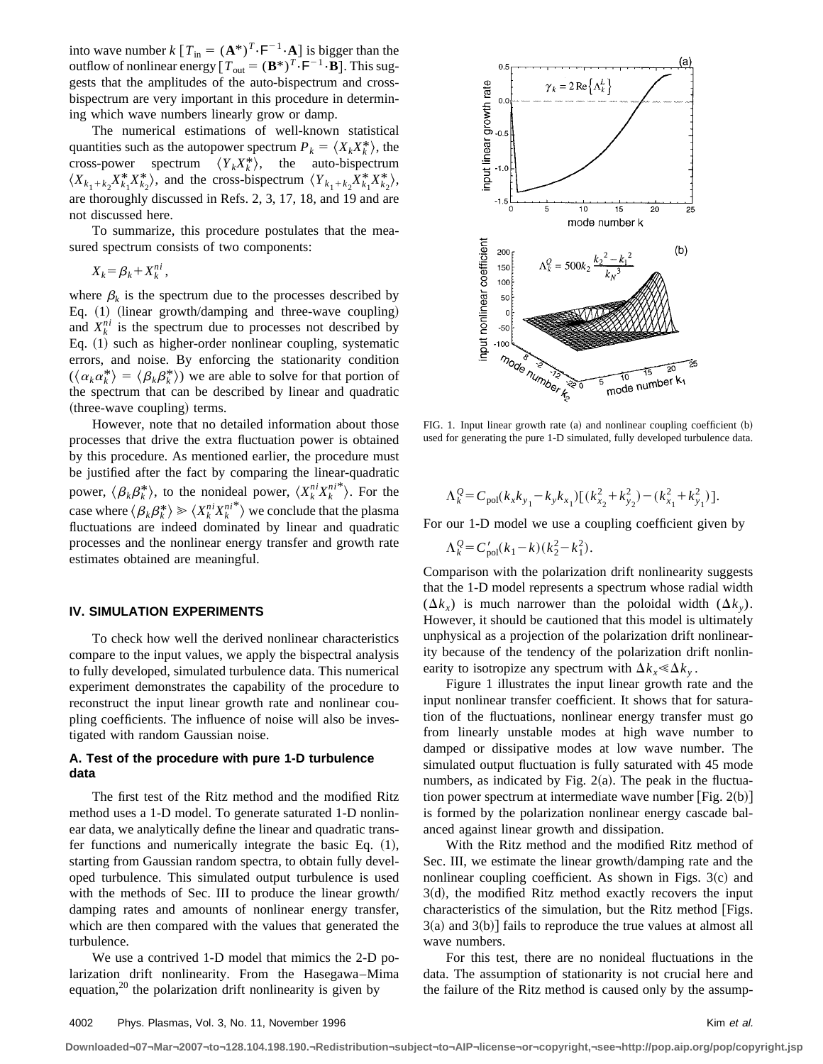into wave number $k$ [$T_{\rm in} = (\mathbf{A}^*)^T \cdot \mathsf{F}^{-1} \cdot \mathbf{A}$] is bigger than the outflow of nonlinear energy [$T_{\rm out} = (\mathbf{B}^*)^T \cdot \mathsf{F}^{-1} \cdot \mathbf{B}$]. This suggests that the amplitudes of the auto-bispectrum and cross-bispectrum are very important in this procedure in determining which wave numbers linearly grow or damp.

The numerical estimations of well-known statistical quantities such as the autopower spectrum $P_k = \langle X_k X_k^* \rangle$, the cross-power spectrum $\langle Y_k X_k^* \rangle$, the auto-bispectrum $\langle X_{k_1+k_2} X_{k_1}^* X_{k_2}^* \rangle$, and the cross-bispectrum $\langle Y_{k_1+k_2} X_{k_1}^* X_{k_2}^* \rangle$, are thoroughly discussed in Refs. 2, 3, 17, 18, and 19 and are not discussed here.

To summarize, this procedure postulates that the measured spectrum consists of two components:

$$X_k = \beta_k + X_k^{ni},$$

where $\beta_k$ is the spectrum due to the processes described by Eq. (1) (linear growth/damping and three-wave coupling) and $X_k^{ni}$ is the spectrum due to processes not described by Eq. (1) such as higher-order nonlinear coupling, systematic errors, and noise. By enforcing the stationarity condition ($\langle \alpha_k \alpha_k^* \rangle = \langle \beta_k \beta_k^* \rangle$) we are able to solve for that portion of the spectrum that can be described by linear and quadratic (three-wave coupling) terms.

However, note that no detailed information about those processes that drive the extra fluctuation power is obtained by this procedure. As mentioned earlier, the procedure must be justified after the fact by comparing the linear-quadratic power, $\langle \beta_k \beta_k^* \rangle$, to the nonideal power, $\langle X_k^{ni} X_k^{ni*} \rangle$. For the case where $\langle \beta_k \beta_k^* \rangle \gg \langle X_k^{ni} X_k^{ni*} \rangle$ we conclude that the plasma fluctuations are indeed dominated by linear and quadratic processes and the nonlinear energy transfer and growth rate estimates obtained are meaningful.

## IV. SIMULATION EXPERIMENTS

To check how well the derived nonlinear characteristics compare to the input values, we apply the bispectral analysis to fully developed, simulated turbulence data. This numerical experiment demonstrates the capability of the procedure to reconstruct the input linear growth rate and nonlinear coupling coefficients. The influence of noise will also be investigated with random Gaussian noise.

### A. Test of the procedure with pure 1-D turbulence data

The first test of the Ritz method and the modified Ritz method uses a 1-D model. To generate saturated 1-D nonlinear data, we analytically define the linear and quadratic transfer functions and numerically integrate the basic Eq. (1), starting from Gaussian random spectra, to obtain fully developed turbulence. This simulated output turbulence is used with the methods of Sec. III to produce the linear growth/damping rates and amounts of nonlinear energy transfer, which are then compared with the values that generated the turbulence.

We use a contrived 1-D model that mimics the 2-D polarization drift nonlinearity. From the Hasegawa–Mima equation,[20] the polarization drift nonlinearity is given by

$$\Lambda_k^Q = C_{\rm pol}(k_x k_{y_1} - k_y k_{x_1})[(k_{x_2}^2 + k_{y_2}^2) - (k_{x_1}^2 + k_{y_1}^2)].$$

For our 1-D model we use a coupling coefficient given by

$$\Lambda_k^Q = C'_{\rm pol}(k_1 - k)(k_2^2 - k_1^2).$$

Comparison with the polarization drift nonlinearity suggests that the 1-D model represents a spectrum whose radial width ($\Delta k_x$) is much narrower than the poloidal width ($\Delta k_y$). However, it should be cautioned that this model is ultimately unphysical as a projection of the polarization drift nonlinearity because of the tendency of the polarization drift nonlinearity to isotropize any spectrum with $\Delta k_x \ll \Delta k_y$.

Figure 1 illustrates the input linear growth rate and the input nonlinear transfer coefficient. It shows that for saturation of the fluctuations, nonlinear energy transfer must go from linearly unstable modes at high wave number to damped or dissipative modes at low wave number. The simulated output fluctuation is fully saturated with 45 mode numbers, as indicated by Fig. 2(a). The peak in the fluctuation power spectrum at intermediate wave number [Fig. 2(b)] is formed by the polarization nonlinear energy cascade balanced against linear growth and dissipation.

With the Ritz method and the modified Ritz method of Sec. III, we estimate the linear growth/damping rate and the nonlinear coupling coefficient. As shown in Figs. 3(c) and 3(d), the modified Ritz method exactly recovers the input characteristics of the simulation, but the Ritz method [Figs. 3(a) and 3(b)] fails to reproduce the true values at almost all wave numbers.

For this test, there are no nonideal fluctuations in the data. The assumption of stationarity is not crucial here and the failure of the Ritz method is caused only by the assump-

FIG. 1. Input linear growth rate (a) and nonlinear coupling coefficient (b) used for generating the pure 1-D simulated, fully developed turbulence data.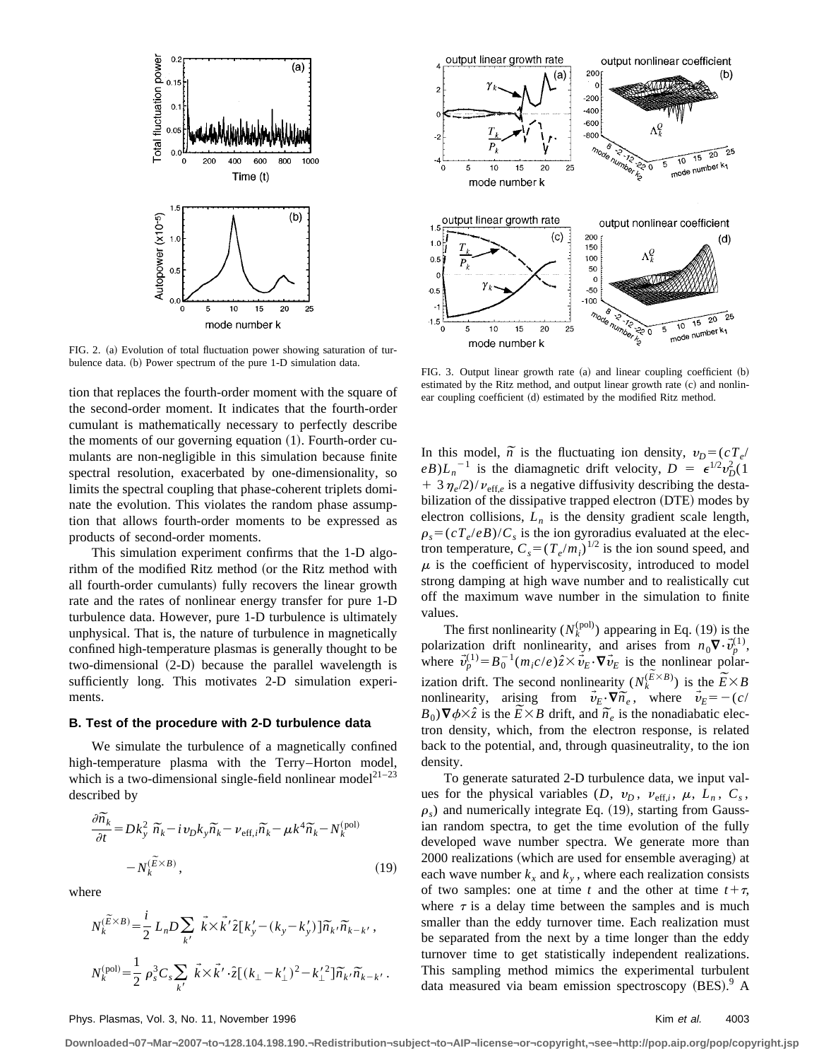FIG. 2. (a) Evolution of total fluctuation power showing saturation of turbulence data. (b) Power spectrum of the pure 1-D simulation data.

FIG. 3. Output linear growth rate (a) and linear coupling coefficient (b) estimated by the Ritz method, and output linear growth rate (c) and nonlinear coupling coefficient (d) estimated by the modified Ritz method.

tion that replaces the fourth-order moment with the square of the second-order moment. It indicates that the fourth-order cumulant is mathematically necessary to perfectly describe the moments of our governing equation (1). Fourth-order cumulants are non-negligible in this simulation because finite spectral resolution, exacerbated by one-dimensionality, so limits the spectral coupling that phase-coherent triplets dominate the evolution. This violates the random phase assumption that allows fourth-order moments to be expressed as products of second-order moments.

This simulation experiment confirms that the 1-D algorithm of the modified Ritz method (or the Ritz method with all fourth-order cumulants) fully recovers the linear growth rate and the rates of nonlinear energy transfer for pure 1-D turbulence data. However, pure 1-D turbulence is ultimately unphysical. That is, the nature of turbulence in magnetically confined high-temperature plasmas is generally thought to be two-dimensional (2-D) because the parallel wavelength is sufficiently long. This motivates 2-D simulation experiments.

### B. Test of the procedure with 2-D turbulence data

We simulate the turbulence of a magnetically confined high-temperature plasma with the Terry–Horton model, which is a two-dimensional single-field nonlinear model[21–23] described by

$$\frac{\partial \tilde{n}_k}{\partial t} = Dk_y^2\, \tilde{n}_k - i v_D k_y \tilde{n}_k - \nu_{\mathrm{eff},i} \tilde{n}_k - \mu k^4 \tilde{n}_k - N_k^{(\mathrm{pol})} - N_k^{(\tilde{E}\times B)}, \tag{19}$$

where

$$N_k^{(\tilde{E}\times B)} = \frac{i}{2} L_n D \sum_{k'} \vec{k}\times\vec{k}'\hat{z}[k_y' - (k_y - k_y')]\tilde{n}_{k'}\tilde{n}_{k-k'},$$

$$N_k^{(\mathrm{pol})} = \frac{1}{2}\rho_s^3 C_s \sum_{k'} \vec{k}\times\vec{k}'\cdot\hat{z}[(k_\perp - k_\perp')^2 - k_\perp'^2]\tilde{n}_{k'}\tilde{n}_{k-k'}.$$

In this model, $\tilde{n}$ is the fluctuating ion density, $v_D = (cT_e/eB)L_n^{-1}$ is the diamagnetic drift velocity, $D = \epsilon^{1/2} v_D^2 (1 + 3\eta_e/2)/\nu_{\mathrm{eff},e}$ is a negative diffusivity describing the destabilization of the dissipative trapped electron (DTE) modes by electron collisions, $L_n$ is the density gradient scale length, $\rho_s = (cT_e/eB)/C_s$ is the ion gyroradius evaluated at the electron temperature, $C_s = (T_e/m_i)^{1/2}$ is the ion sound speed, and $\mu$ is the coefficient of hyperviscosity, introduced to model strong damping at high wave number and to realistically cut off the maximum wave number in the simulation to finite values.

The first nonlinearity ($N_k^{(\mathrm{pol})}$) appearing in Eq. (19) is the polarization drift nonlinearity, and arises from $n_0 \nabla\cdot\vec{v}_p^{(1)}$, where $\vec{v}_p^{(1)} = B_0^{-1}(m_i c/e)\hat{z}\times\vec{v}_E\cdot\nabla\vec{v}_E$ is the nonlinear polarization drift. The second nonlinearity ($N_k^{(\tilde{E}\times B)}$) is the $\tilde{E}\times B$ nonlinearity, arising from $\vec{v}_E\cdot\nabla\tilde{n}_e$, where $\vec{v}_E = -(c/B_0)\nabla\phi\times\hat{z}$ is the $\tilde{E}\times B$ drift, and $\tilde{n}_e$ is the nonadiabatic electron density, which, from the electron response, is related back to the potential, and, through quasineutrality, to the ion density.

To generate saturated 2-D turbulence data, we input values for the physical variables ($D$, $v_D$, $\nu_{\mathrm{eff},i}$, $\mu$, $L_n$, $C_s$, $\rho_s$) and numerically integrate Eq. (19), starting from Gaussian random spectra, to get the time evolution of the fully developed wave number spectra. We generate more than 2000 realizations (which are used for ensemble averaging) at each wave number $k_x$ and $k_y$, where each realization consists of two samples: one at time $t$ and the other at time $t+\tau$, where $\tau$ is a delay time between the samples and is much smaller than the eddy turnover time. Each realization must be separated from the next by a time longer than the eddy turnover time to get statistically independent realizations. This sampling method mimics the experimental turbulent data measured via beam emission spectroscopy (BES).[9] A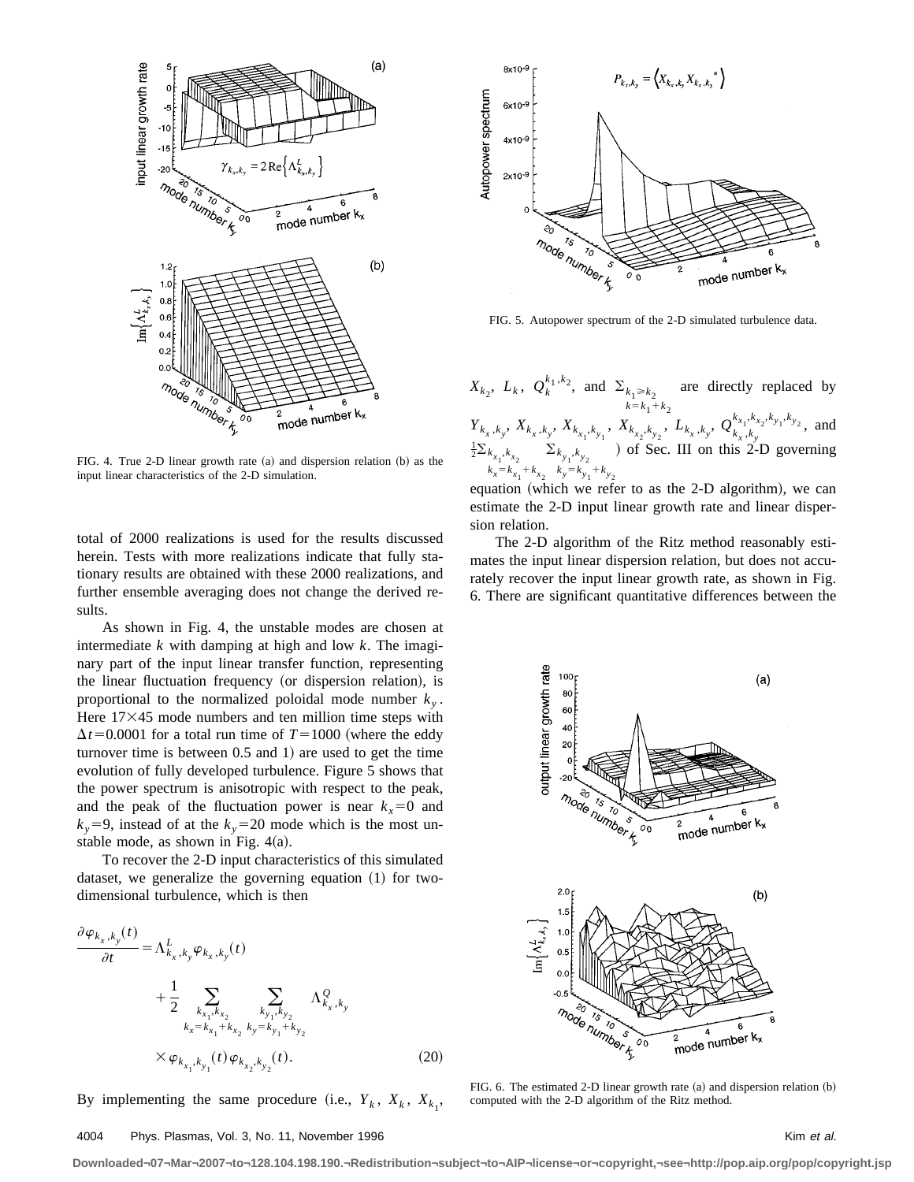FIG. 4. True 2-D linear growth rate (a) and dispersion relation (b) as the input linear characteristics of the 2-D simulation.

total of 2000 realizations is used for the results discussed herein. Tests with more realizations indicate that fully stationary results are obtained with these 2000 realizations, and further ensemble averaging does not change the derived results.

As shown in Fig. 4, the unstable modes are chosen at intermediate $k$ with damping at high and low $k$. The imaginary part of the input linear transfer function, representing the linear fluctuation frequency (or dispersion relation), is proportional to the normalized poloidal mode number $k_y$. Here $17\times 45$ mode numbers and ten million time steps with $\Delta t=0.0001$ for a total run time of $T=1000$ (where the eddy turnover time is between 0.5 and 1) are used to get the time evolution of fully developed turbulence. Figure 5 shows that the power spectrum is anisotropic with respect to the peak, and the peak of the fluctuation power is near $k_x=0$ and $k_y=9$, instead of at the $k_y=20$ mode which is the most unstable mode, as shown in Fig. 4(a).

To recover the 2-D input characteristics of this simulated dataset, we generalize the governing equation (1) for two-dimensional turbulence, which is then

$$\frac{\partial \varphi_{k_x,k_y}(t)}{\partial t}=\Lambda^L_{k_x,k_y}\varphi_{k_x,k_y}(t)+\frac{1}{2}\sum_{\substack{k_{x_1},k_{x_2}\\ k_x=k_{x_1}+k_{x_2}}}\sum_{\substack{k_{y_1},k_{y_2}\\ k_y=k_{y_1}+k_{y_2}}}\Lambda^Q_{k_x,k_y}\times\varphi_{k_{x_1},k_{y_1}}(t)\varphi_{k_{x_2},k_{y_2}}(t). \tag{20}$$

By implementing the same procedure (i.e., $Y_k$, $X_k$, $X_{k_1}$, $X_{k_2}$, $L_k$, $Q_k^{k_1,k_2}$, and $\Sigma_{\substack{k_1\geq k_2\\ k=k_1+k_2}}$ are directly replaced by $Y_{k_x,k_y}$, $X_{k_x,k_y}$, $X_{k_{x_1},k_{y_1}}$, $X_{k_{x_2},k_{y_2}}$, $L_{k_x,k_y}$, $Q_{k_x,k_y}^{k_{x_1},k_{x_2},k_{y_1},k_{y_2}}$, and $\frac{1}{2}\Sigma_{\substack{k_{x_1},k_{x_2}\\ k_x=k_{x_1}+k_{x_2}}}\Sigma_{\substack{k_{y_1},k_{y_2}\\ k_y=k_{y_1}+k_{y_2}}}$) of Sec. III on this 2-D governing equation (which we refer to as the 2-D algorithm), we can estimate the 2-D input linear growth rate and linear dispersion relation.

FIG. 5. Autopower spectrum of the 2-D simulated turbulence data.

The 2-D algorithm of the Ritz method reasonably estimates the input linear dispersion relation, but does not accurately recover the input linear growth rate, as shown in Fig. 6. There are significant quantitative differences between the

FIG. 6. The estimated 2-D linear growth rate (a) and dispersion relation (b) computed with the 2-D algorithm of the Ritz method.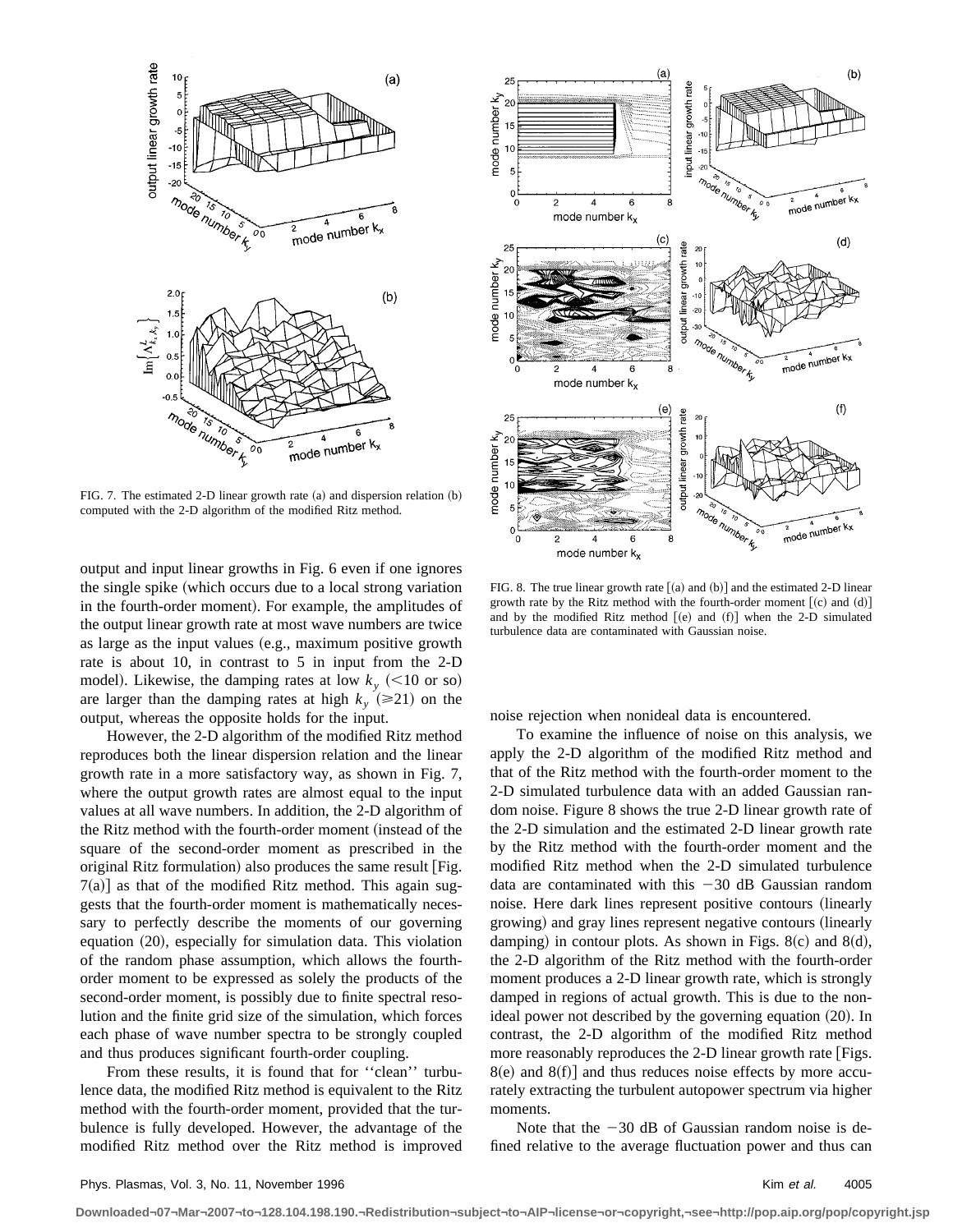FIG. 7. The estimated 2-D linear growth rate (a) and dispersion relation (b) computed with the 2-D algorithm of the modified Ritz method.

FIG. 8. The true linear growth rate [(a) and (b)] and the estimated 2-D linear growth rate by the Ritz method with the fourth-order moment [(c) and (d)] and by the modified Ritz method [(e) and (f)] when the 2-D simulated turbulence data are contaminated with Gaussian noise.

output and input linear growths in Fig. 6 even if one ignores the single spike (which occurs due to a local strong variation in the fourth-order moment). For example, the amplitudes of the output linear growth rate at most wave numbers are twice as large as the input values (e.g., maximum positive growth rate is about 10, in contrast to 5 in input from the 2-D model). Likewise, the damping rates at low $k_y$ ($<10$ or so) are larger than the damping rates at high $k_y$ ($\geqslant 21$) on the output, whereas the opposite holds for the input.

However, the 2-D algorithm of the modified Ritz method reproduces both the linear dispersion relation and the linear growth rate in a more satisfactory way, as shown in Fig. 7, where the output growth rates are almost equal to the input values at all wave numbers. In addition, the 2-D algorithm of the Ritz method with the fourth-order moment (instead of the square of the second-order moment as prescribed in the original Ritz formulation) also produces the same result [Fig. 7(a)] as that of the modified Ritz method. This again suggests that the fourth-order moment is mathematically necessary to perfectly describe the moments of our governing equation (20), especially for simulation data. This violation of the random phase assumption, which allows the fourth-order moment to be expressed as solely the products of the second-order moment, is possibly due to finite spectral resolution and the finite grid size of the simulation, which forces each phase of wave number spectra to be strongly coupled and thus produces significant fourth-order coupling.

From these results, it is found that for ''clean'' turbulence data, the modified Ritz method is equivalent to the Ritz method with the fourth-order moment, provided that the turbulence is fully developed. However, the advantage of the modified Ritz method over the Ritz method is improved noise rejection when nonideal data is encountered.

To examine the influence of noise on this analysis, we apply the 2-D algorithm of the modified Ritz method and that of the Ritz method with the fourth-order moment to the 2-D simulated turbulence data with an added Gaussian random noise. Figure 8 shows the true 2-D linear growth rate of the 2-D simulation and the estimated 2-D linear growth rate by the Ritz method with the fourth-order moment and the modified Ritz method when the 2-D simulated turbulence data are contaminated with this $-30$ dB Gaussian random noise. Here dark lines represent positive contours (linearly growing) and gray lines represent negative contours (linearly damping) in contour plots. As shown in Figs. 8(c) and 8(d), the 2-D algorithm of the Ritz method with the fourth-order moment produces a 2-D linear growth rate, which is strongly damped in regions of actual growth. This is due to the nonideal power not described by the governing equation (20). In contrast, the 2-D algorithm of the modified Ritz method more reasonably reproduces the 2-D linear growth rate [Figs. 8(e) and 8(f)] and thus reduces noise effects by more accurately extracting the turbulent autopower spectrum via higher moments.

Note that the $-30$ dB of Gaussian random noise is defined relative to the average fluctuation power and thus can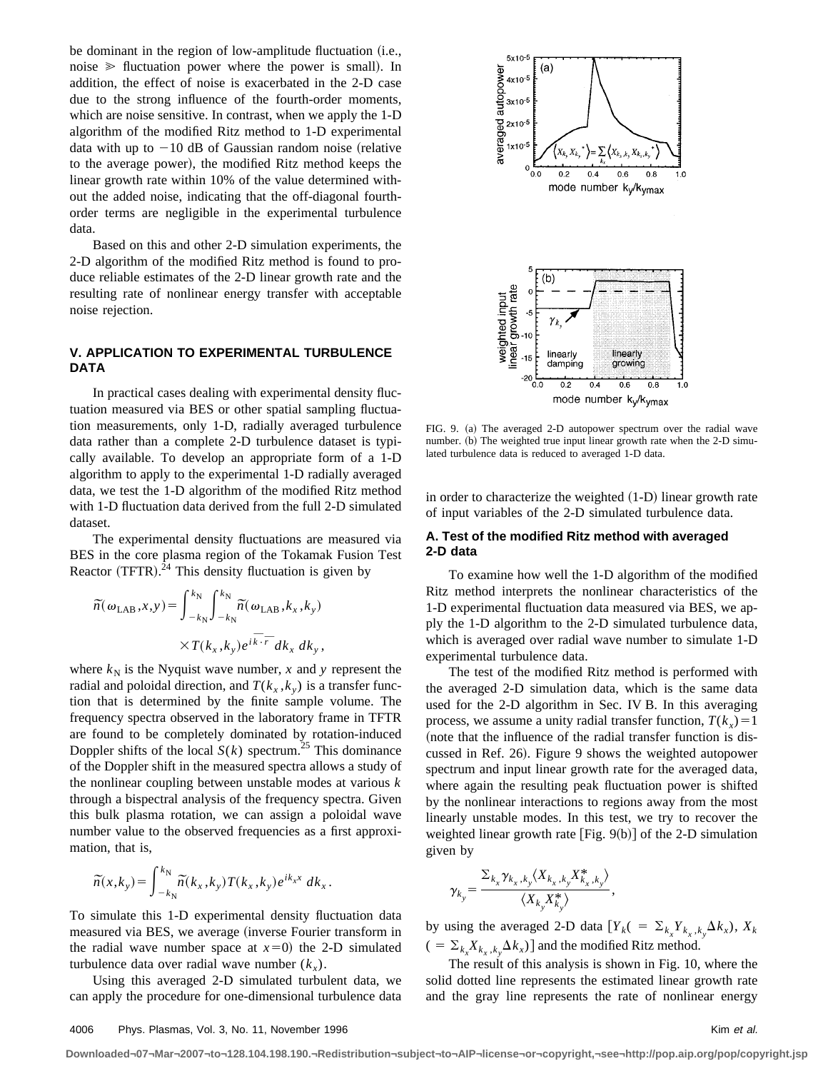be dominant in the region of low-amplitude fluctuation (i.e., noise $\gg$ fluctuation power where the power is small). In addition, the effect of noise is exacerbated in the 2-D case due to the strong influence of the fourth-order moments, which are noise sensitive. In contrast, when we apply the 1-D algorithm of the modified Ritz method to 1-D experimental data with up to $-10$ dB of Gaussian random noise (relative to the average power), the modified Ritz method keeps the linear growth rate within 10% of the value determined without the added noise, indicating that the off-diagonal fourth-order terms are negligible in the experimental turbulence data.

Based on this and other 2-D simulation experiments, the 2-D algorithm of the modified Ritz method is found to produce reliable estimates of the 2-D linear growth rate and the resulting rate of nonlinear energy transfer with acceptable noise rejection.

## V. APPLICATION TO EXPERIMENTAL TURBULENCE DATA

In practical cases dealing with experimental density fluctuation measured via BES or other spatial sampling fluctuation measurements, only 1-D, radially averaged turbulence data rather than a complete 2-D turbulence dataset is typically available. To develop an appropriate form of a 1-D algorithm to apply to the experimental 1-D radially averaged data, we test the 1-D algorithm of the modified Ritz method with 1-D fluctuation data derived from the full 2-D simulated dataset.

The experimental density fluctuations are measured via BES in the core plasma region of the Tokamak Fusion Test Reactor (TFTR).[24] This density fluctuation is given by

$$\tilde{n}(\omega_{\mathrm{LAB}},x,y)=\int_{-k_{\mathrm{N}}}^{k_{\mathrm{N}}}\int_{-k_{\mathrm{N}}}^{k_{\mathrm{N}}}\tilde{n}(\omega_{\mathrm{LAB}},k_x,k_y)\times T(k_x,k_y)e^{i\overline{k}\cdot\overline{r}}\,dk_x\,dk_y,$$

where $k_{\mathrm{N}}$ is the Nyquist wave number, $x$ and $y$ represent the radial and poloidal direction, and $T(k_x,k_y)$ is a transfer function that is determined by the finite sample volume. The frequency spectra observed in the laboratory frame in TFTR are found to be completely dominated by rotation-induced Doppler shifts of the local $S(k)$ spectrum.[25] This dominance of the Doppler shift in the measured spectra allows a study of the nonlinear coupling between unstable modes at various $k$ through a bispectral analysis of the frequency spectra. Given this bulk plasma rotation, we can assign a poloidal wave number value to the observed frequencies as a first approximation, that is,

$$\tilde{n}(x,k_y)=\int_{-k_{\mathrm{N}}}^{k_{\mathrm{N}}}\tilde{n}(k_x,k_y)T(k_x,k_y)e^{ik_x x}\,dk_x.$$

To simulate this 1-D experimental density fluctuation data measured via BES, we average (inverse Fourier transform in the radial wave number space at $x=0$) the 2-D simulated turbulence data over radial wave number ($k_x$).

Using this averaged 2-D simulated turbulent data, we can apply the procedure for one-dimensional turbulence data in order to characterize the weighted (1-D) linear growth rate of input variables of the 2-D simulated turbulence data.

FIG. 9. (a) The averaged 2-D autopower spectrum over the radial wave number. (b) The weighted true input linear growth rate when the 2-D simulated turbulence data is reduced to averaged 1-D data.

### A. Test of the modified Ritz method with averaged 2-D data

To examine how well the 1-D algorithm of the modified Ritz method interprets the nonlinear characteristics of the 1-D experimental fluctuation data measured via BES, we apply the 1-D algorithm to the 2-D simulated turbulence data, which is averaged over radial wave number to simulate 1-D experimental turbulence data.

The test of the modified Ritz method is performed with the averaged 2-D simulation data, which is the same data used for the 2-D algorithm in Sec. IV B. In this averaging process, we assume a unity radial transfer function, $T(k_x)=1$ (note that the influence of the radial transfer function is discussed in Ref. 26). Figure 9 shows the weighted autopower spectrum and input linear growth rate for the averaged data, where again the resulting peak fluctuation power is shifted by the nonlinear interactions to regions away from the most linearly unstable modes. In this test, we try to recover the weighted linear growth rate [Fig. 9(b)] of the 2-D simulation given by

$$\gamma_{k_y}=\frac{\Sigma_{k_x}\gamma_{k_x,k_y}\langle X_{k_x,k_y}X^*_{k_x,k_y}\rangle}{\langle X_{k_y}X^*_{k_y}\rangle},$$

by using the averaged 2-D data [$Y_k$( $=\Sigma_{k_x}Y_{k_x,k_y}\Delta k_x$), $X_k$ ( $=\Sigma_{k_x}X_{k_x,k_y}\Delta k_x$)] and the modified Ritz method.

The result of this analysis is shown in Fig. 10, where the solid dotted line represents the estimated linear growth rate and the gray line represents the rate of nonlinear energy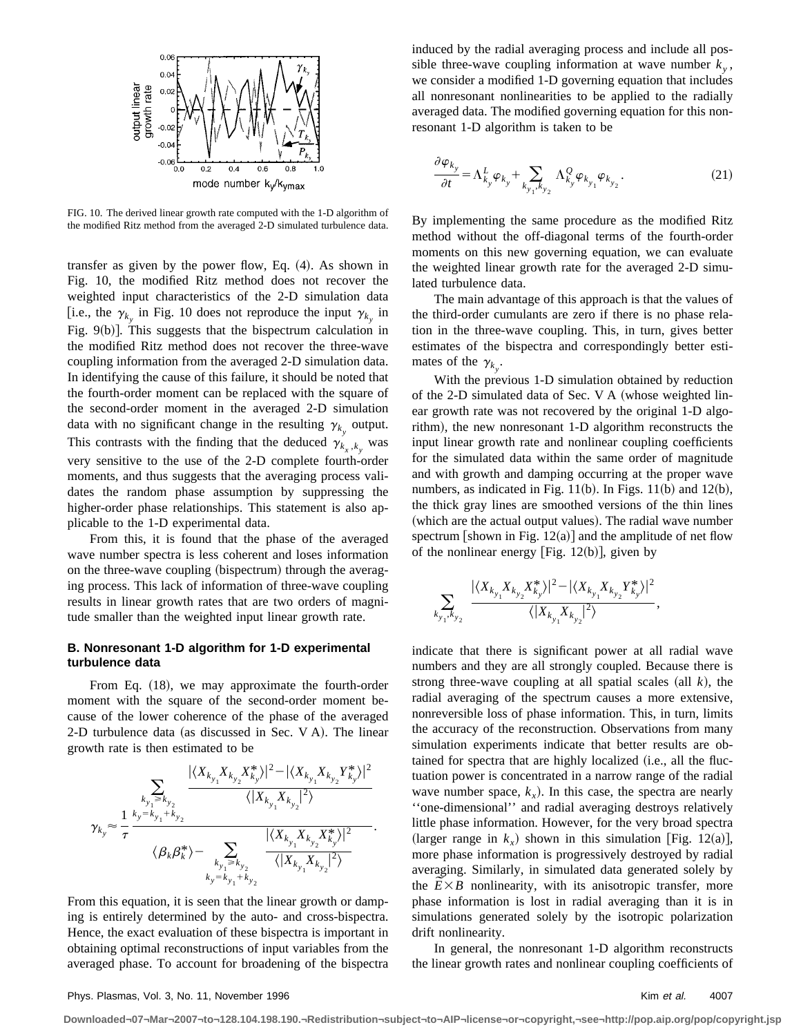FIG. 10. The derived linear growth rate computed with the 1-D algorithm of the modified Ritz method from the averaged 2-D simulated turbulence data.

transfer as given by the power flow, Eq. (4). As shown in Fig. 10, the modified Ritz method does not recover the weighted input characteristics of the 2-D simulation data [i.e., the $\gamma_{k_y}$ in Fig. 10 does not reproduce the input $\gamma_{k_y}$ in Fig. 9(b)]. This suggests that the bispectrum calculation in the modified Ritz method does not recover the three-wave coupling information from the averaged 2-D simulation data. In identifying the cause of this failure, it should be noted that the fourth-order moment can be replaced with the square of the second-order moment in the averaged 2-D simulation data with no significant change in the resulting $\gamma_{k_y}$ output. This contrasts with the finding that the deduced $\gamma_{k_x,k_y}$ was very sensitive to the use of the 2-D complete fourth-order moments, and thus suggests that the averaging process validates the random phase assumption by suppressing the higher-order phase relationships. This statement is also applicable to the 1-D experimental data.

From this, it is found that the phase of the averaged wave number spectra is less coherent and loses information on the three-wave coupling (bispectrum) through the averaging process. This lack of information of three-wave coupling results in linear growth rates that are two orders of magnitude smaller than the weighted input linear growth rate.

### B. Nonresonant 1-D algorithm for 1-D experimental turbulence data

From Eq. (18), we may approximate the fourth-order moment with the square of the second-order moment because of the lower coherence of the phase of the averaged 2-D turbulence data (as discussed in Sec. V A). The linear growth rate is then estimated to be

$$\gamma_{k_y} \approx \frac{1}{\tau} \frac{\displaystyle\sum_{\substack{k_{y_1} \geq k_{y_2} \\ k_y = k_{y_1} + k_{y_2}}} \frac{|\langle X_{k_{y_1}} X_{k_{y_2}} X_{k_y}^* \rangle|^2 - |\langle X_{k_{y_1}} X_{k_{y_2}} Y_{k_y}^* \rangle|^2}{\langle |X_{k_{y_1}} X_{k_{y_2}}|^2 \rangle}}{\langle \beta_k \beta_k^* \rangle - \displaystyle\sum_{\substack{k_{y_1} \geq k_{y_2} \\ k_y = k_{y_1} + k_{y_2}}} \frac{|\langle X_{k_{y_1}} X_{k_{y_2}} X_{k_y}^* \rangle|^2}{\langle |X_{k_{y_1}} X_{k_{y_2}}|^2 \rangle}}.$$

From this equation, it is seen that the linear growth or damping is entirely determined by the auto- and cross-bispectra. Hence, the exact evaluation of these bispectra is important in obtaining optimal reconstructions of input variables from the averaged phase. To account for broadening of the bispectra induced by the radial averaging process and include all possible three-wave coupling information at wave number $k_y$, we consider a modified 1-D governing equation that includes all nonresonant nonlinearities to be applied to the radially averaged data. The modified governing equation for this nonresonant 1-D algorithm is taken to be

$$\frac{\partial \varphi_{k_y}}{\partial t} = \Lambda_{k_y}^L \varphi_{k_y} + \sum_{k_{y_1},k_{y_2}} \Lambda_{k_y}^Q \varphi_{k_{y_1}} \varphi_{k_{y_2}}. \tag{21}$$

By implementing the same procedure as the modified Ritz method without the off-diagonal terms of the fourth-order moments on this new governing equation, we can evaluate the weighted linear growth rate for the averaged 2-D simulated turbulence data.

The main advantage of this approach is that the values of the third-order cumulants are zero if there is no phase relation in the three-wave coupling. This, in turn, gives better estimates of the bispectra and correspondingly better estimates of the $\gamma_{k_y}$.

With the previous 1-D simulation obtained by reduction of the 2-D simulated data of Sec. V A (whose weighted linear growth rate was not recovered by the original 1-D algorithm), the new nonresonant 1-D algorithm reconstructs the input linear growth rate and nonlinear coupling coefficients for the simulated data within the same order of magnitude and with growth and damping occurring at the proper wave numbers, as indicated in Fig. 11(b). In Figs. 11(b) and 12(b), the thick gray lines are smoothed versions of the thin lines (which are the actual output values). The radial wave number spectrum [shown in Fig. 12(a)] and the amplitude of net flow of the nonlinear energy [Fig. 12(b)], given by

$$\sum_{k_{y_1},k_{y_2}} \frac{|\langle X_{k_{y_1}} X_{k_{y_2}} X_{k_y}^* \rangle|^2 - |\langle X_{k_{y_1}} X_{k_{y_2}} Y_{k_y}^* \rangle|^2}{\langle |X_{k_{y_1}} X_{k_{y_2}}|^2 \rangle},$$

indicate that there is significant power at all radial wave numbers and they are all strongly coupled. Because there is strong three-wave coupling at all spatial scales (all $k$), the radial averaging of the spectrum causes a more extensive, nonreversible loss of phase information. This, in turn, limits the accuracy of the reconstruction. Observations from many simulation experiments indicate that better results are obtained for spectra that are highly localized (i.e., all the fluctuation power is concentrated in a narrow range of the radial wave number space, $k_x$). In this case, the spectra are nearly "one-dimensional" and radial averaging destroys relatively little phase information. However, for the very broad spectra (larger range in $k_x$) shown in this simulation [Fig. 12(a)], more phase information is progressively destroyed by radial averaging. Similarly, in simulated data generated solely by the $\tilde{E} \times B$ nonlinearity, with its anisotropic transfer, more phase information is lost in radial averaging than it is in simulations generated solely by the isotropic polarization drift nonlinearity.

In general, the nonresonant 1-D algorithm reconstructs the linear growth rates and nonlinear coupling coefficients of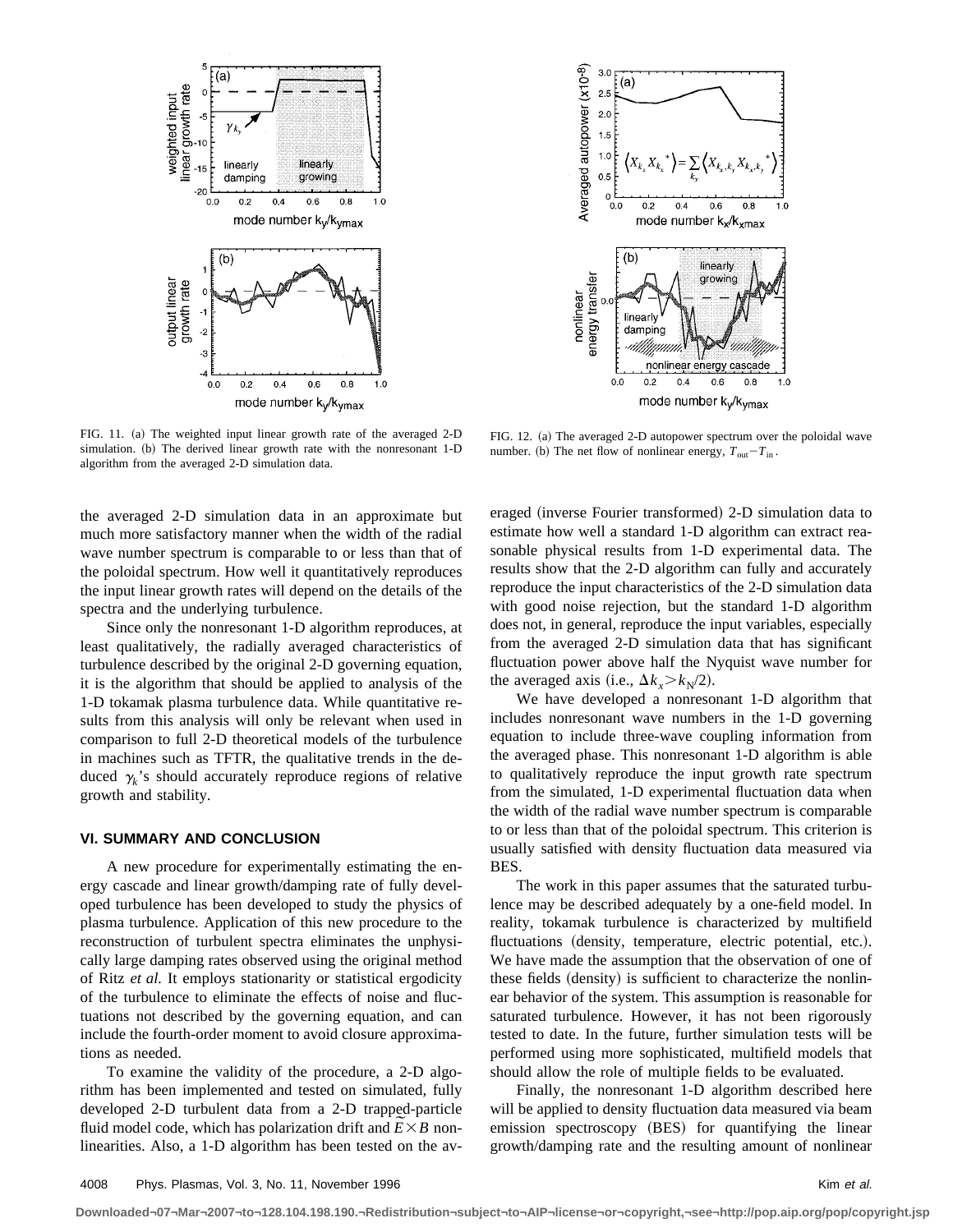FIG. 11. (a) The weighted input linear growth rate of the averaged 2-D simulation. (b) The derived linear growth rate with the nonresonant 1-D algorithm from the averaged 2-D simulation data.

FIG. 12. (a) The averaged 2-D autopower spectrum over the poloidal wave number. (b) The net flow of nonlinear energy, $T_{\mathrm{out}} - T_{\mathrm{in}}$.

the averaged 2-D simulation data in an approximate but much more satisfactory manner when the width of the radial wave number spectrum is comparable to or less than that of the poloidal spectrum. How well it quantitatively reproduces the input linear growth rates will depend on the details of the spectra and the underlying turbulence.

Since only the nonresonant 1-D algorithm reproduces, at least qualitatively, the radially averaged characteristics of turbulence described by the original 2-D governing equation, it is the algorithm that should be applied to analysis of the 1-D tokamak plasma turbulence data. While quantitative results from this analysis will only be relevant when used in comparison to full 2-D theoretical models of the turbulence in machines such as TFTR, the qualitative trends in the deduced $\gamma_k$'s should accurately reproduce regions of relative growth and stability.

## VI. SUMMARY AND CONCLUSION

A new procedure for experimentally estimating the energy cascade and linear growth/damping rate of fully developed turbulence has been developed to study the physics of plasma turbulence. Application of this new procedure to the reconstruction of turbulent spectra eliminates the unphysically large damping rates observed using the original method of Ritz *et al.* It employs stationarity or statistical ergodicity of the turbulence to eliminate the effects of noise and fluctuations not described by the governing equation, and can include the fourth-order moment to avoid closure approximations as needed.

To examine the validity of the procedure, a 2-D algorithm has been implemented and tested on simulated, fully developed 2-D turbulent data from a 2-D trapped-particle fluid model code, which has polarization drift and $\tilde{E} \times B$ nonlinearities. Also, a 1-D algorithm has been tested on the averaged (inverse Fourier transformed) 2-D simulation data to estimate how well a standard 1-D algorithm can extract reasonable physical results from 1-D experimental data. The results show that the 2-D algorithm can fully and accurately reproduce the input characteristics of the 2-D simulation data with good noise rejection, but the standard 1-D algorithm does not, in general, reproduce the input variables, especially from the averaged 2-D simulation data that has significant fluctuation power above half the Nyquist wave number for the averaged axis (i.e., $\Delta k_x > k_{\mathrm{N}}/2$).

We have developed a nonresonant 1-D algorithm that includes nonresonant wave numbers in the 1-D governing equation to include three-wave coupling information from the averaged phase. This nonresonant 1-D algorithm is able to qualitatively reproduce the input growth rate spectrum from the simulated, 1-D experimental fluctuation data when the width of the radial wave number spectrum is comparable to or less than that of the poloidal spectrum. This criterion is usually satisfied with density fluctuation data measured via BES.

The work in this paper assumes that the saturated turbulence may be described adequately by a one-field model. In reality, tokamak turbulence is characterized by multifield fluctuations (density, temperature, electric potential, etc.). We have made the assumption that the observation of one of these fields (density) is sufficient to characterize the nonlinear behavior of the system. This assumption is reasonable for saturated turbulence. However, it has not been rigorously tested to date. In the future, further simulation tests will be performed using more sophisticated, multifield models that should allow the role of multiple fields to be evaluated.

Finally, the nonresonant 1-D algorithm described here will be applied to density fluctuation data measured via beam emission spectroscopy (BES) for quantifying the linear growth/damping rate and the resulting amount of nonlinear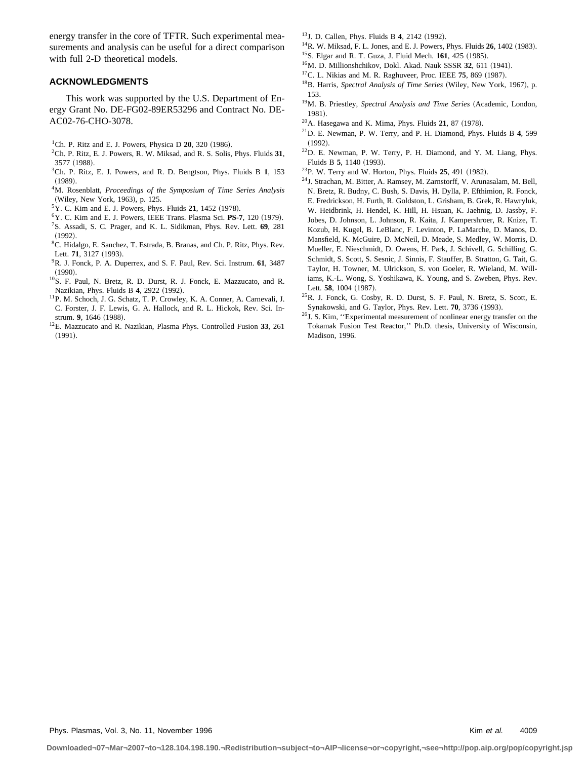energy transfer in the core of TFTR. Such experimental measurements and analysis can be useful for a direct comparison with full 2-D theoretical models.

## ACKNOWLEDGMENTS

This work was supported by the U.S. Department of Energy Grant No. DE-FG02-89ER53296 and Contract No. DE-AC02-76-CHO-3078.

[1] Ch. P. Ritz and E. J. Powers, Physica D **20**, 320 (1986).
[2] Ch. P. Ritz, E. J. Powers, R. W. Miksad, and R. S. Solis, Phys. Fluids **31**, 3577 (1988).
[3] Ch. P. Ritz, E. J. Powers, and R. D. Bengtson, Phys. Fluids B **1**, 153 (1989).
[4] M. Rosenblatt, *Proceedings of the Symposium of Time Series Analysis* (Wiley, New York, 1963), p. 125.
[5] Y. C. Kim and E. J. Powers, Phys. Fluids **21**, 1452 (1978).
[6] Y. C. Kim and E. J. Powers, IEEE Trans. Plasma Sci. **PS-7**, 120 (1979).
[7] S. Assadi, S. C. Prager, and K. L. Sidikman, Phys. Rev. Lett. **69**, 281 (1992).
[8] C. Hidalgo, E. Sanchez, T. Estrada, B. Branas, and Ch. P. Ritz, Phys. Rev. Lett. **71**, 3127 (1993).
[9] R. J. Fonck, P. A. Duperrex, and S. F. Paul, Rev. Sci. Instrum. **61**, 3487 (1990).
[10] S. F. Paul, N. Bretz, R. D. Durst, R. J. Fonck, E. Mazzucato, and R. Nazikian, Phys. Fluids B **4**, 2922 (1992).
[11] P. M. Schoch, J. G. Schatz, T. P. Crowley, K. A. Conner, A. Carnevali, J. C. Forster, J. F. Lewis, G. A. Hallock, and R. L. Hickok, Rev. Sci. Instrum. **9**, 1646 (1988).
[12] E. Mazzucato and R. Nazikian, Plasma Phys. Controlled Fusion **33**, 261 (1991).
[13] J. D. Callen, Phys. Fluids B **4**, 2142 (1992).
[14] R. W. Miksad, F. L. Jones, and E. J. Powers, Phys. Fluids **26**, 1402 (1983).
[15] S. Elgar and R. T. Guza, J. Fluid Mech. **161**, 425 (1985).
[16] M. D. Millionshchikov, Dokl. Akad. Nauk SSSR **32**, 611 (1941).
[17] C. L. Nikias and M. R. Raghuveer, Proc. IEEE **75**, 869 (1987).
[18] B. Harris, *Spectral Analysis of Time Series* (Wiley, New York, 1967), p. 153.
[19] M. B. Priestley, *Spectral Analysis and Time Series* (Academic, London, 1981).
[20] A. Hasegawa and K. Mima, Phys. Fluids **21**, 87 (1978).
[21] D. E. Newman, P. W. Terry, and P. H. Diamond, Phys. Fluids B **4**, 599 (1992).
[22] D. E. Newman, P. W. Terry, P. H. Diamond, and Y. M. Liang, Phys. Fluids B **5**, 1140 (1993).
[23] P. W. Terry and W. Horton, Phys. Fluids **25**, 491 (1982).
[24] J. Strachan, M. Bitter, A. Ramsey, M. Zarnstorff, V. Arunasalam, M. Bell, N. Bretz, R. Budny, C. Bush, S. Davis, H. Dylla, P. Efthimion, R. Fonck, E. Fredrickson, H. Furth, R. Goldston, L. Grisham, B. Grek, R. Hawryluk, W. Heidbrink, H. Hendel, K. Hill, H. Hsuan, K. Jaehnig, D. Jassby, F. Jobes, D. Johnson, L. Johnson, R. Kaita, J. Kampershroer, R. Knize, T. Kozub, H. Kugel, B. LeBlanc, F. Levinton, P. LaMarche, D. Manos, D. Mansfield, K. McGuire, D. McNeil, D. Meade, S. Medley, W. Morris, D. Mueller, E. Nieschmidt, D. Owens, H. Park, J. Schivell, G. Schilling, G. Schmidt, S. Scott, S. Sesnic, J. Sinnis, F. Stauffer, B. Stratton, G. Tait, G. Taylor, H. Towner, M. Ulrickson, S. von Goeler, R. Wieland, M. Williams, K.-L. Wong, S. Yoshikawa, K. Young, and S. Zweben, Phys. Rev. Lett. **58**, 1004 (1987).
[25] R. J. Fonck, G. Cosby, R. D. Durst, S. F. Paul, N. Bretz, S. Scott, E. Synakowski, and G. Taylor, Phys. Rev. Lett. **70**, 3736 (1993).
[26] J. S. Kim, ''Experimental measurement of nonlinear energy transfer on the Tokamak Fusion Test Reactor,'' Ph.D. thesis, University of Wisconsin, Madison, 1996.